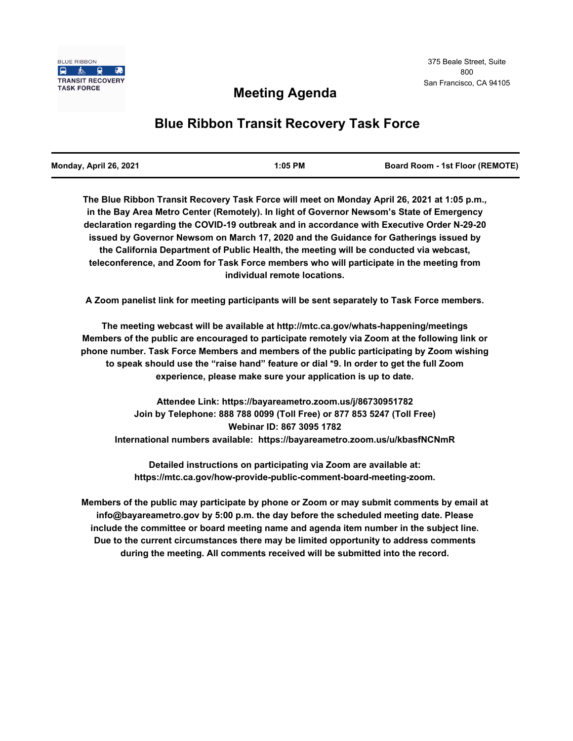BLUE RIBBON
TRANSIT RECOVERY
TASK FORCE

375 Beale Street, Suite 800
San Francisco, CA 94105

# Meeting Agenda

## Blue Ribbon Transit Recovery Task Force

| Monday, April 26, 2021 | 1:05 PM | Board Room - 1st Floor (REMOTE) |
| --- | --- | --- |

**The Blue Ribbon Transit Recovery Task Force will meet on Monday April 26, 2021 at 1:05 p.m., in the Bay Area Metro Center (Remotely). In light of Governor Newsom's State of Emergency declaration regarding the COVID-19 outbreak and in accordance with Executive Order N-29-20 issued by Governor Newsom on March 17, 2020 and the Guidance for Gatherings issued by the California Department of Public Health, the meeting will be conducted via webcast, teleconference, and Zoom for Task Force members who will participate in the meeting from individual remote locations.**

**A Zoom panelist link for meeting participants will be sent separately to Task Force members.**

**The meeting webcast will be available at http://mtc.ca.gov/whats-happening/meetings Members of the public are encouraged to participate remotely via Zoom at the following link or phone number. Task Force Members and members of the public participating by Zoom wishing to speak should use the "raise hand" feature or dial *9. In order to get the full Zoom experience, please make sure your application is up to date.**

**Attendee Link: https://bayareametro.zoom.us/j/86730951782**
**Join by Telephone: 888 788 0099 (Toll Free) or 877 853 5247 (Toll Free)**
**Webinar ID: 867 3095 1782**
**International numbers available: https://bayareametro.zoom.us/u/kbasfNCNmR**

**Detailed instructions on participating via Zoom are available at: https://mtc.ca.gov/how-provide-public-comment-board-meeting-zoom.**

**Members of the public may participate by phone or Zoom or may submit comments by email at info@bayareametro.gov by 5:00 p.m. the day before the scheduled meeting date. Please include the committee or board meeting name and agenda item number in the subject line. Due to the current circumstances there may be limited opportunity to address comments during the meeting. All comments received will be submitted into the record.**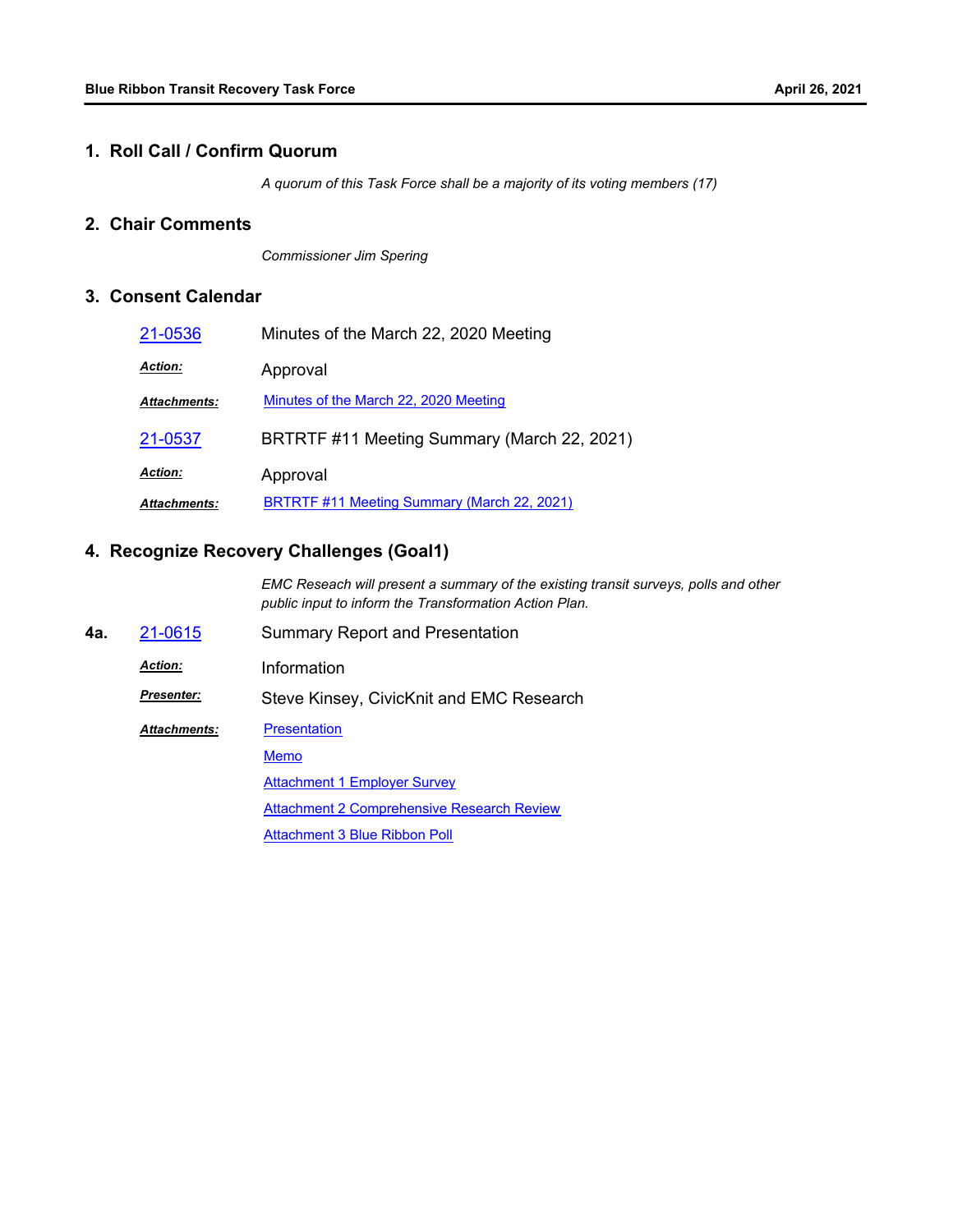## 1. Roll Call / Confirm Quorum

*A quorum of this Task Force shall be a majority of its voting members (17)*

## 2. Chair Comments

*Commissioner Jim Spering*

## 3. Consent Calendar

21-0536 Minutes of the March 22, 2020 Meeting

***Action:*** Approval

***Attachments:*** Minutes of the March 22, 2020 Meeting

21-0537 BRTRTF #11 Meeting Summary (March 22, 2021)

***Action:*** Approval

***Attachments:*** BRTRTF #11 Meeting Summary (March 22, 2021)

## 4. Recognize Recovery Challenges (Goal1)

*EMC Reseach will present a summary of the existing transit surveys, polls and other public input to inform the Transformation Action Plan.*

**4a.** 21-0615 Summary Report and Presentation

***Action:*** Information

***Presenter:*** Steve Kinsey, CivicKnit and EMC Research

***Attachments:*** Presentation

Memo

Attachment 1 Employer Survey

Attachment 2 Comprehensive Research Review

Attachment 3 Blue Ribbon Poll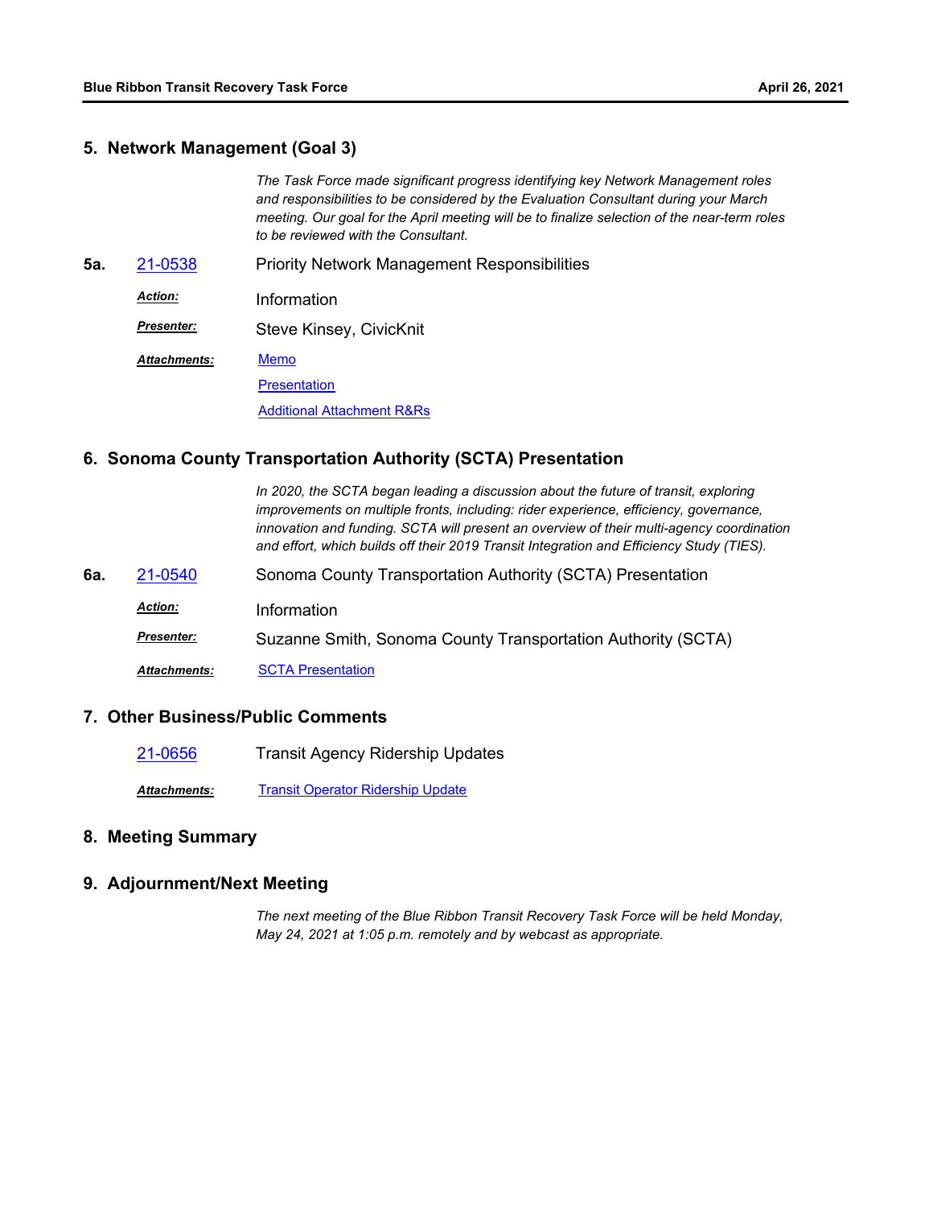## 5. Network Management (Goal 3)

*The Task Force made significant progress identifying key Network Management roles and responsibilities to be considered by the Evaluation Consultant during your March meeting. Our goal for the April meeting will be to finalize selection of the near-term roles to be reviewed with the Consultant.*

**5a.** 21-0538 Priority Network Management Responsibilities

***Action:*** Information

***Presenter:*** Steve Kinsey, CivicKnit

***Attachments:*** Memo
Presentation
Additional Attachment R&Rs

## 6. Sonoma County Transportation Authority (SCTA) Presentation

*In 2020, the SCTA began leading a discussion about the future of transit, exploring improvements on multiple fronts, including: rider experience, efficiency, governance, innovation and funding. SCTA will present an overview of their multi-agency coordination and effort, which builds off their 2019 Transit Integration and Efficiency Study (TIES).*

**6a.** 21-0540 Sonoma County Transportation Authority (SCTA) Presentation

***Action:*** Information

***Presenter:*** Suzanne Smith, Sonoma County Transportation Authority (SCTA)

***Attachments:*** SCTA Presentation

## 7. Other Business/Public Comments

21-0656 Transit Agency Ridership Updates

***Attachments:*** Transit Operator Ridership Update

## 8. Meeting Summary

## 9. Adjournment/Next Meeting

*The next meeting of the Blue Ribbon Transit Recovery Task Force will be held Monday, May 24, 2021 at 1:05 p.m. remotely and by webcast as appropriate.*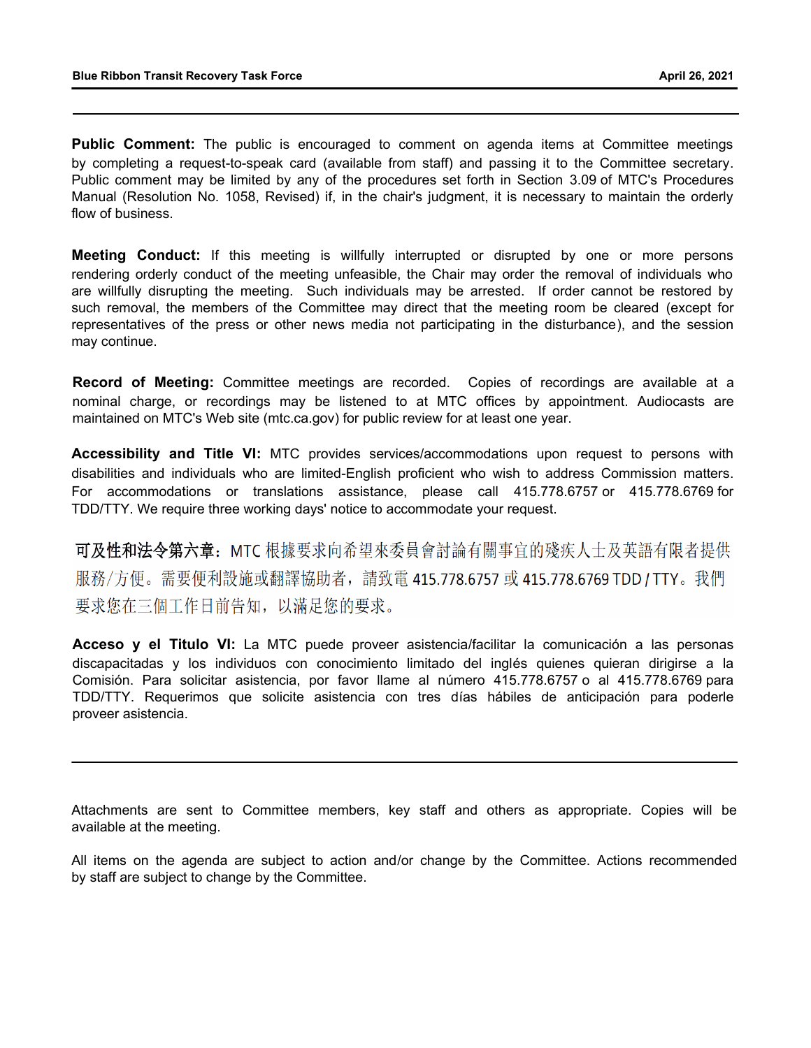**Public Comment:** The public is encouraged to comment on agenda items at Committee meetings by completing a request-to-speak card (available from staff) and passing it to the Committee secretary. Public comment may be limited by any of the procedures set forth in Section 3.09 of MTC's Procedures Manual (Resolution No. 1058, Revised) if, in the chair's judgment, it is necessary to maintain the orderly flow of business.

**Meeting Conduct:** If this meeting is willfully interrupted or disrupted by one or more persons rendering orderly conduct of the meeting unfeasible, the Chair may order the removal of individuals who are willfully disrupting the meeting. Such individuals may be arrested. If order cannot be restored by such removal, the members of the Committee may direct that the meeting room be cleared (except for representatives of the press or other news media not participating in the disturbance), and the session may continue.

**Record of Meeting:** Committee meetings are recorded. Copies of recordings are available at a nominal charge, or recordings may be listened to at MTC offices by appointment. Audiocasts are maintained on MTC's Web site (mtc.ca.gov) for public review for at least one year.

**Accessibility and Title VI:** MTC provides services/accommodations upon request to persons with disabilities and individuals who are limited-English proficient who wish to address Commission matters. For accommodations or translations assistance, please call 415.778.6757 or 415.778.6769 for TDD/TTY. We require three working days' notice to accommodate your request.

**可及性和法令第六章**：MTC 根據要求向希望來委員會討論有關事宜的殘疾人士及英語有限者提供服務/方便。需要便利設施或翻譯協助者，請致電 415.778.6757 或 415.778.6769 TDD / TTY。我們要求您在三個工作日前告知，以滿足您的要求。

**Acceso y el Titulo VI:** La MTC puede proveer asistencia/facilitar la comunicación a las personas discapacitadas y los individuos con conocimiento limitado del inglés quienes quieran dirigirse a la Comisión. Para solicitar asistencia, por favor llame al número 415.778.6757 o al 415.778.6769 para TDD/TTY. Requerimos que solicite asistencia con tres días hábiles de anticipación para poderle proveer asistencia.

---

Attachments are sent to Committee members, key staff and others as appropriate. Copies will be available at the meeting.

All items on the agenda are subject to action and/or change by the Committee. Actions recommended by staff are subject to change by the Committee.